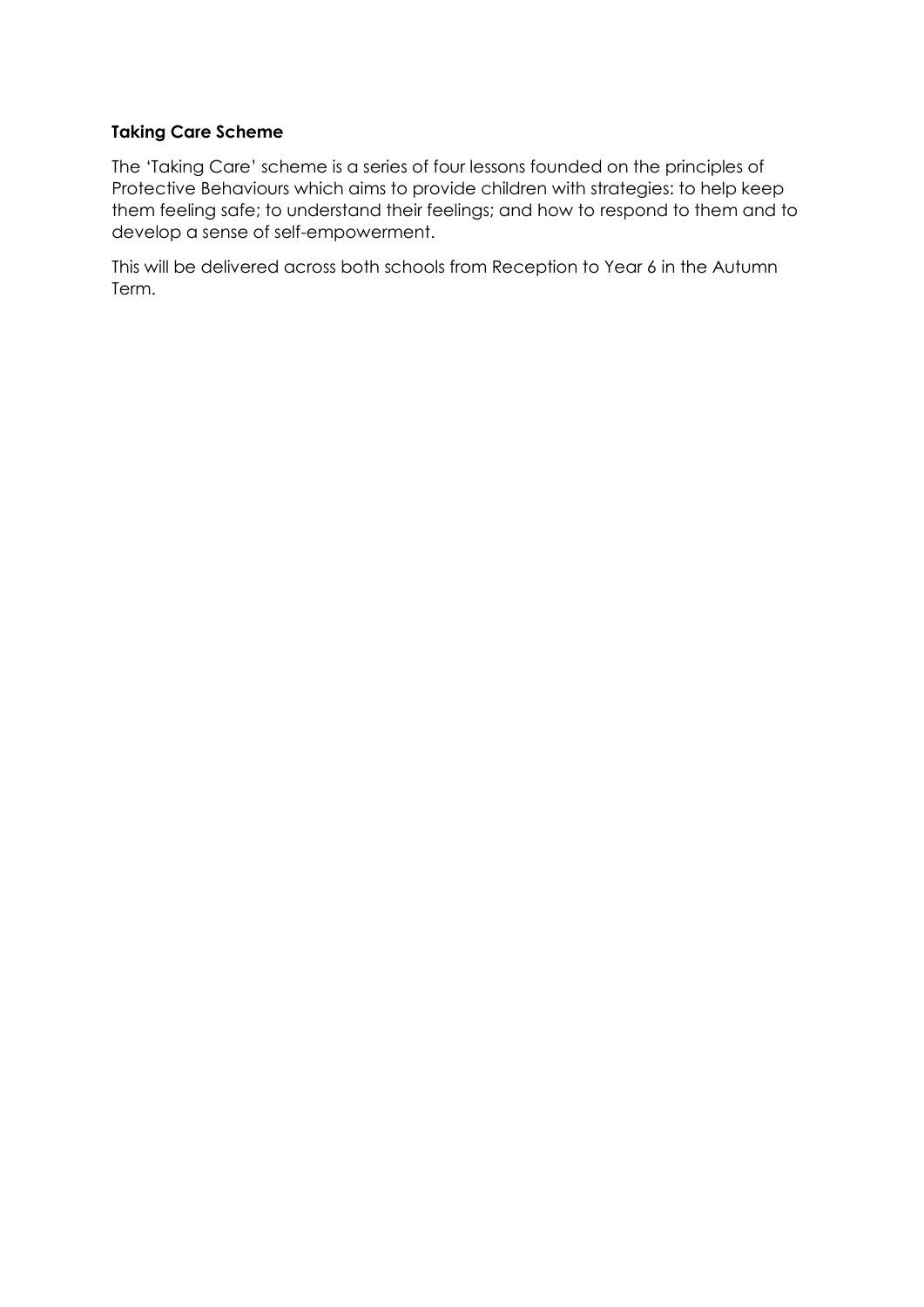**Taking Care Scheme**

The 'Taking Care' scheme is a series of four lessons founded on the principles of Protective Behaviours which aims to provide children with strategies: to help keep them feeling safe; to understand their feelings; and how to respond to them and to develop a sense of self-empowerment.

This will be delivered across both schools from Reception to Year 6 in the Autumn Term.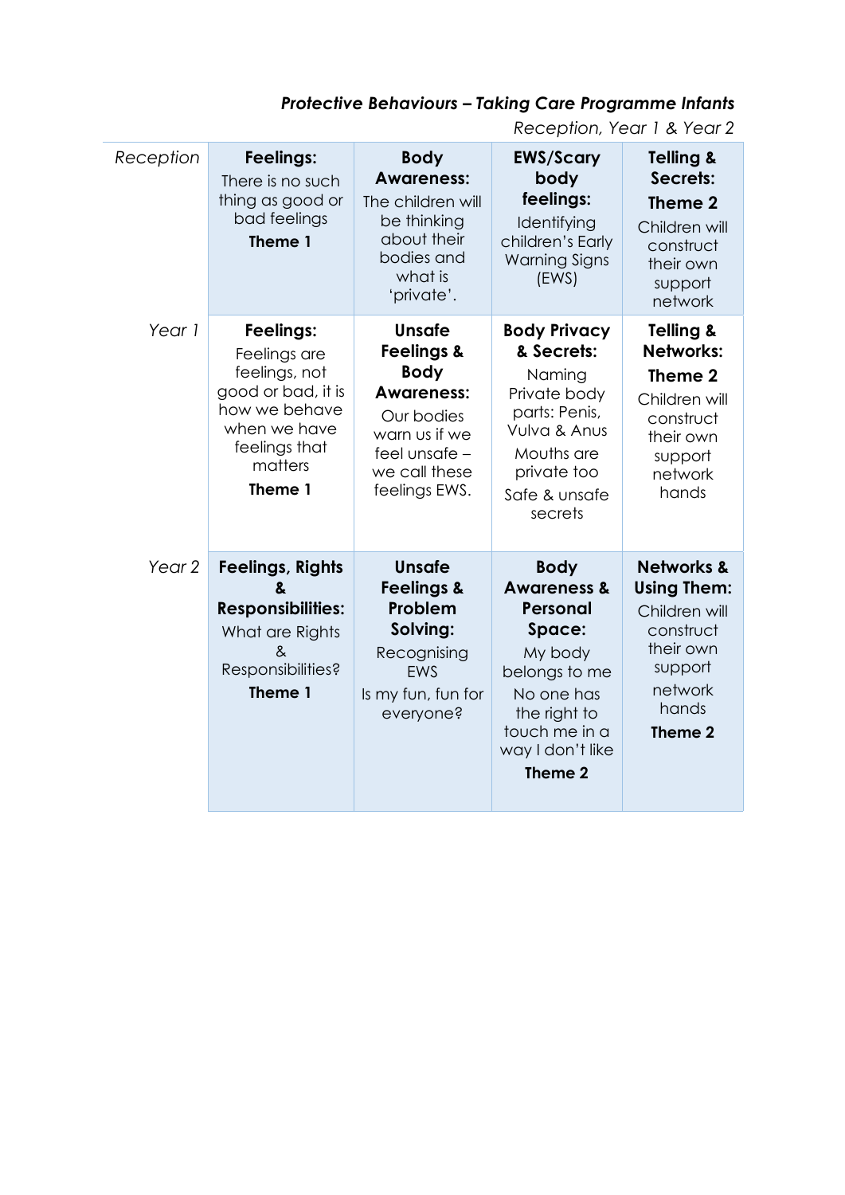***Protective Behaviours – Taking Care Programme Infants***

*Reception, Year 1 & Year 2*

| | | | | |
|---|---|---|---|---|
| *Reception* | **Feelings:** There is no such thing as good or bad feelings **Theme 1** | **Body Awareness:** The children will be thinking about their bodies and what is 'private'. | **EWS/Scary body feelings:** Identifying children's Early Warning Signs (EWS) | **Telling & Secrets: Theme 2** Children will construct their own support network |
| *Year 1* | **Feelings:** Feelings are feelings, not good or bad, it is how we behave when we have feelings that matters **Theme 1** | **Unsafe Feelings & Body Awareness:** Our bodies warn us if we feel unsafe – we call these feelings EWS. | **Body Privacy & Secrets:** Naming Private body parts: Penis, Vulva & Anus Mouths are private too Safe & unsafe secrets | **Telling & Networks: Theme 2** Children will construct their own support network hands |
| *Year 2* | **Feelings, Rights & Responsibilities:** What are Rights & Responsibilities? **Theme 1** | **Unsafe Feelings & Problem Solving:** Recognising EWS Is my fun, fun for everyone? | **Body Awareness & Personal Space:** My body belongs to me No one has the right to touch me in a way I don't like **Theme 2** | **Networks & Using Them:** Children will construct their own support network hands **Theme 2** |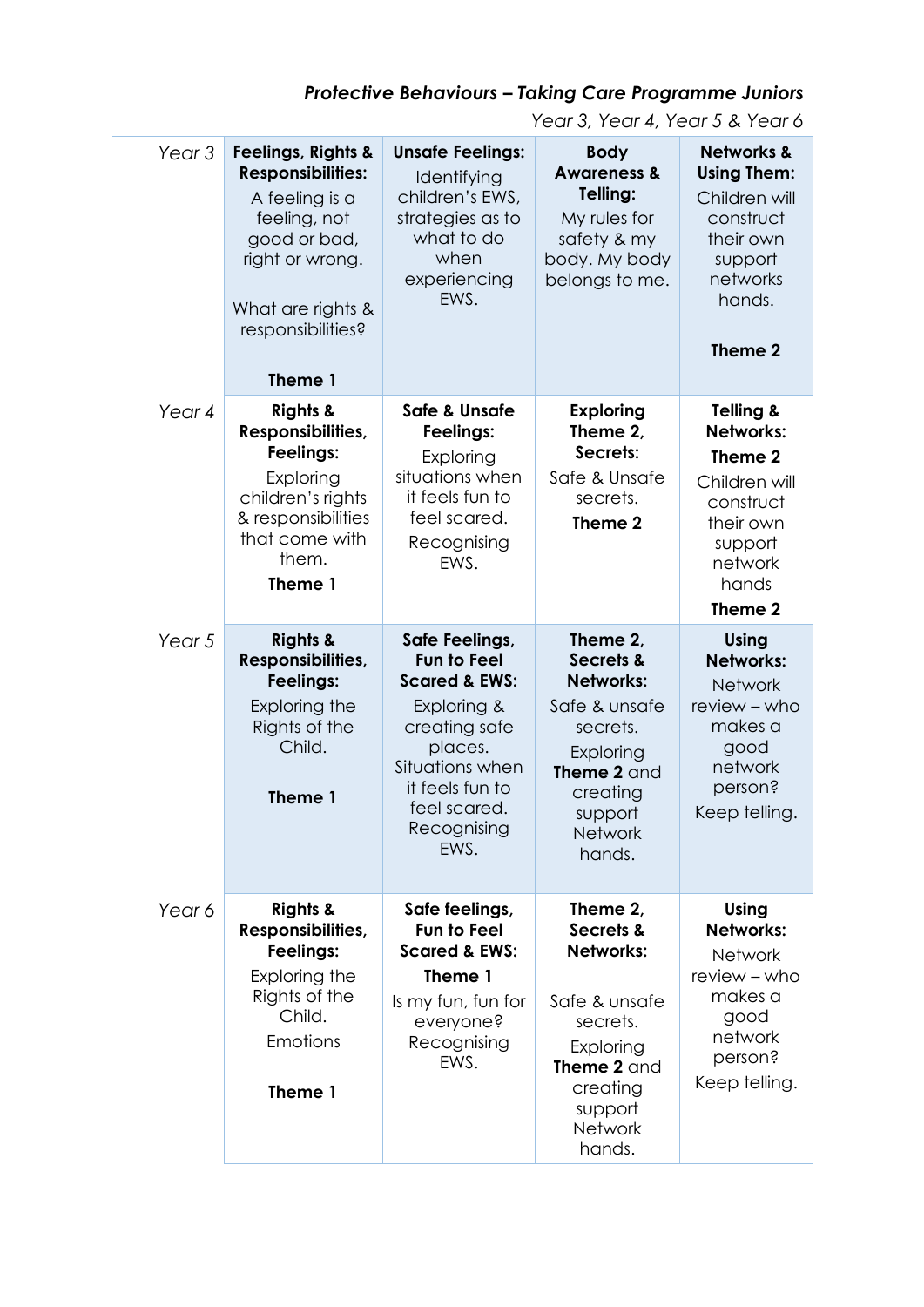***Protective Behaviours – Taking Care Programme Juniors***

*Year 3, Year 4, Year 5 & Year 6*

| | | | | |
|---|---|---|---|---|
| *Year 3* | **Feelings, Rights & Responsibilities:** A feeling is a feeling, not good or bad, right or wrong. What are rights & responsibilities? **Theme 1** | **Unsafe Feelings:** Identifying children's EWS, strategies as to what to do when experiencing EWS. | **Body Awareness & Telling:** My rules for safety & my body. My body belongs to me. | **Networks & Using Them:** Children will construct their own support networks hands. **Theme 2** |
| *Year 4* | **Rights & Responsibilities, Feelings:** Exploring children's rights & responsibilities that come with them. **Theme 1** | **Safe & Unsafe Feelings:** Exploring situations when it feels fun to feel scared. Recognising EWS. | **Exploring Theme 2, Secrets:** Safe & Unsafe secrets. **Theme 2** | **Telling & Networks: Theme 2** Children will construct their own support network hands **Theme 2** |
| *Year 5* | **Rights & Responsibilities, Feelings:** Exploring the Rights of the Child. **Theme 1** | **Safe Feelings, Fun to Feel Scared & EWS:** Exploring & creating safe places. Situations when it feels fun to feel scared. Recognising EWS. | **Theme 2, Secrets & Networks:** Safe & unsafe secrets. Exploring **Theme 2** and creating support Network hands. | **Using Networks:** Network review – who makes a good network person? Keep telling. |
| *Year 6* | **Rights & Responsibilities, Feelings:** Exploring the Rights of the Child. Emotions **Theme 1** | **Safe feelings, Fun to Feel Scared & EWS: Theme 1** Is my fun, fun for everyone? Recognising EWS. | **Theme 2, Secrets & Networks:** Safe & unsafe secrets. Exploring **Theme 2** and creating support Network hands. | **Using Networks:** Network review – who makes a good network person? Keep telling. |